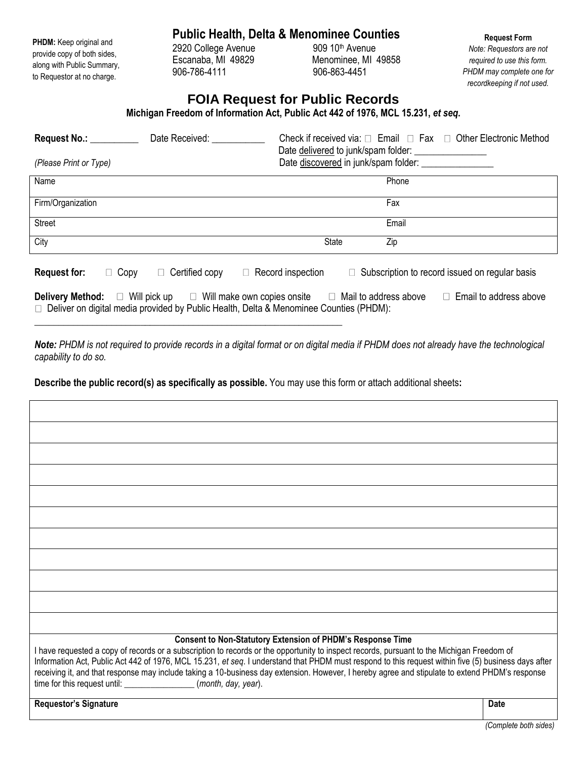**PHDM:** Keep original and provide copy of both sides, along with Public Summary, to Requestor at no charge.

## Public Health, Delta & Menominee Counties

2920 College Avenue
Escanaba, MI 49829
906-786-4111

909 10th Avenue
Menominee, MI 49858
906-863-4451

**Request Form**
*Note: Requestors are not required to use this form. PHDM may complete one for recordkeeping if not used.*

# FOIA Request for Public Records

**Michigan Freedom of Information Act, Public Act 442 of 1976, MCL 15.231, *et seq.***

**Request No.:** __________ Date Received: ___________ Check if received via: ☐ Email ☐ Fax ☐ Other Electronic Method
Date delivered to junk/spam folder: _______________
Date discovered in junk/spam folder: _______________

*(Please Print or Type)*

| Name | | Phone |
|---|---|---|
| Firm/Organization | | Fax |
| Street | | Email |
| City | State | Zip |

**Request for:** ☐ Copy ☐ Certified copy ☐ Record inspection ☐ Subscription to record issued on regular basis

**Delivery Method:** ☐ Will pick up ☐ Will make own copies onsite ☐ Mail to address above ☐ Email to address above
☐ Deliver on digital media provided by Public Health, Delta & Menominee Counties (PHDM):
_________________________________________________________________

***Note:*** *PHDM is not required to provide records in a digital format or on digital media if PHDM does not already have the technological capability to do so.*

**Describe the public record(s) as specifically as possible.** You may use this form or attach additional sheets**:**

_________________________________________________________________
_________________________________________________________________
_________________________________________________________________
_________________________________________________________________
_________________________________________________________________
_________________________________________________________________
_________________________________________________________________
_________________________________________________________________
_________________________________________________________________
_________________________________________________________________
_________________________________________________________________

**Consent to Non-Statutory Extension of PHDM's Response Time**

I have requested a copy of records or a subscription to records or the opportunity to inspect records, pursuant to the Michigan Freedom of Information Act, Public Act 442 of 1976, MCL 15.231, *et seq*. I understand that PHDM must respond to this request within five (5) business days after receiving it, and that response may include taking a 10-business day extension. However, I hereby agree and stipulate to extend PHDM's response time for this request until: ________________ (*month, day, year*).

| **Requestor's Signature** | **Date** |
|---|---|
| | |

*(Complete both sides)*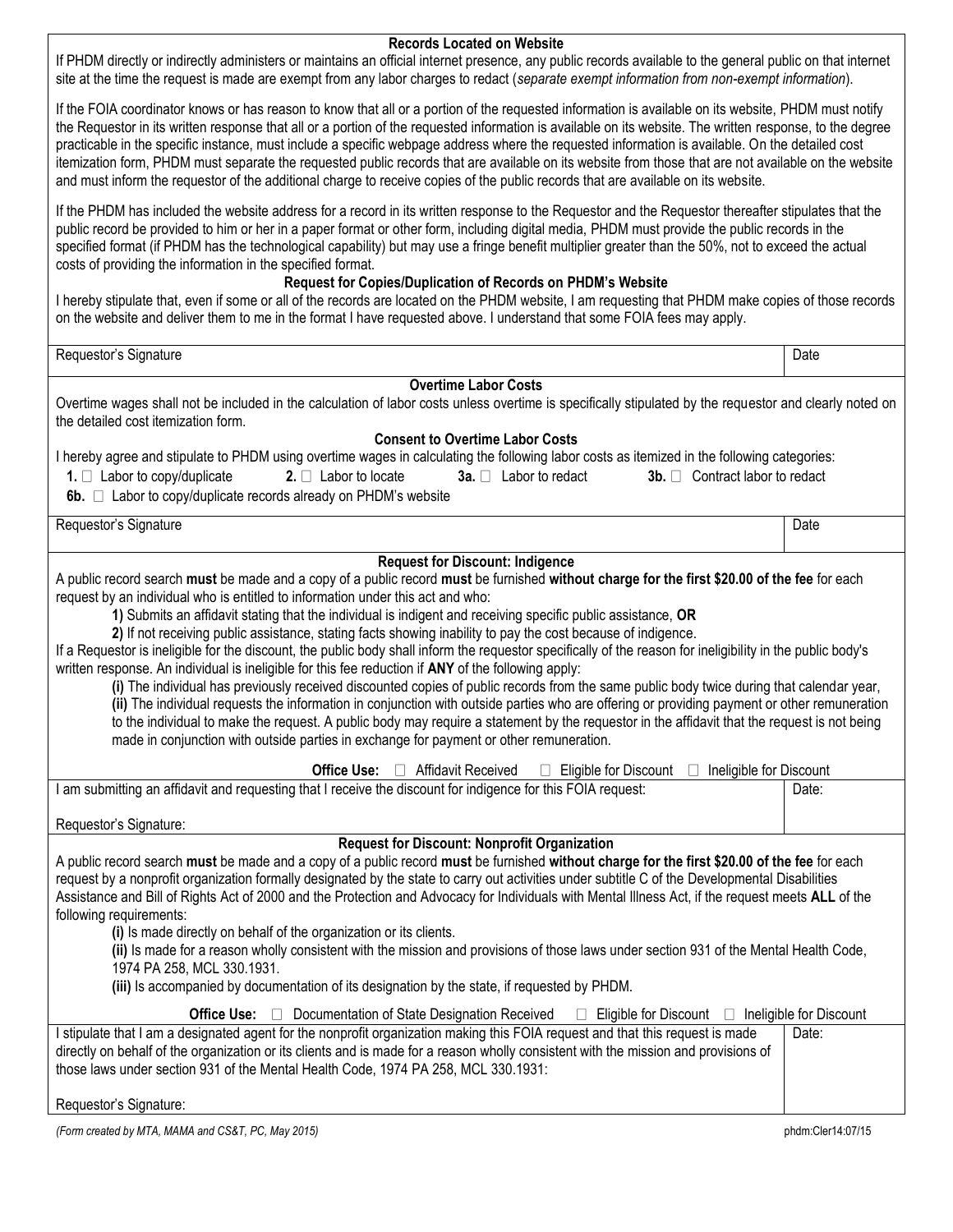### Records Located on Website

If PHDM directly or indirectly administers or maintains an official internet presence, any public records available to the general public on that internet site at the time the request is made are exempt from any labor charges to redact (*separate exempt information from non-exempt information*).

If the FOIA coordinator knows or has reason to know that all or a portion of the requested information is available on its website, PHDM must notify the Requestor in its written response that all or a portion of the requested information is available on its website. The written response, to the degree practicable in the specific instance, must include a specific webpage address where the requested information is available. On the detailed cost itemization form, PHDM must separate the requested public records that are available on its website from those that are not available on the website and must inform the requestor of the additional charge to receive copies of the public records that are available on its website.

If the PHDM has included the website address for a record in its written response to the Requestor and the Requestor thereafter stipulates that the public record be provided to him or her in a paper format or other form, including digital media, PHDM must provide the public records in the specified format (if PHDM has the technological capability) but may use a fringe benefit multiplier greater than the 50%, not to exceed the actual costs of providing the information in the specified format.

### Request for Copies/Duplication of Records on PHDM's Website

I hereby stipulate that, even if some or all of the records are located on the PHDM website, I am requesting that PHDM make copies of those records on the website and deliver them to me in the format I have requested above. I understand that some FOIA fees may apply.

| Requestor's Signature | Date |
|---|---|

### Overtime Labor Costs

Overtime wages shall not be included in the calculation of labor costs unless overtime is specifically stipulated by the requestor and clearly noted on the detailed cost itemization form.

### Consent to Overtime Labor Costs

I hereby agree and stipulate to PHDM using overtime wages in calculating the following labor costs as itemized in the following categories:

**1.** ☐ Labor to copy/duplicate  **2.** ☐ Labor to locate  **3a.** ☐ Labor to redact  **3b.** ☐ Contract labor to redact
**6b.** ☐ Labor to copy/duplicate records already on PHDM's website

| Requestor's Signature | Date |
|---|---|

### Request for Discount: Indigence

A public record search **must** be made and a copy of a public record **must** be furnished **without charge for the first $20.00 of the fee** for each request by an individual who is entitled to information under this act and who:

**1)** Submits an affidavit stating that the individual is indigent and receiving specific public assistance, **OR**
**2)** If not receiving public assistance, stating facts showing inability to pay the cost because of indigence.

If a Requestor is ineligible for the discount, the public body shall inform the requestor specifically of the reason for ineligibility in the public body's written response. An individual is ineligible for this fee reduction if **ANY** of the following apply:

**(i)** The individual has previously received discounted copies of public records from the same public body twice during that calendar year,
**(ii)** The individual requests the information in conjunction with outside parties who are offering or providing payment or other remuneration to the individual to make the request. A public body may require a statement by the requestor in the affidavit that the request is not being made in conjunction with outside parties in exchange for payment or other remuneration.

**Office Use:** ☐ Affidavit Received ☐ Eligible for Discount ☐ Ineligible for Discount

| I am submitting an affidavit and requesting that I receive the discount for indigence for this FOIA request:<br><br>Requestor's Signature: | Date: |
|---|---|

### Request for Discount: Nonprofit Organization

A public record search **must** be made and a copy of a public record **must** be furnished **without charge for the first $20.00 of the fee** for each request by a nonprofit organization formally designated by the state to carry out activities under subtitle C of the Developmental Disabilities Assistance and Bill of Rights Act of 2000 and the Protection and Advocacy for Individuals with Mental Illness Act, if the request meets **ALL** of the following requirements:

**(i)** Is made directly on behalf of the organization or its clients.
**(ii)** Is made for a reason wholly consistent with the mission and provisions of those laws under section 931 of the Mental Health Code, 1974 PA 258, MCL 330.1931.
**(iii)** Is accompanied by documentation of its designation by the state, if requested by PHDM.

**Office Use:** ☐ Documentation of State Designation Received ☐ Eligible for Discount ☐ Ineligible for Discount

| I stipulate that I am a designated agent for the nonprofit organization making this FOIA request and that this request is made directly on behalf of the organization or its clients and is made for a reason wholly consistent with the mission and provisions of those laws under section 931 of the Mental Health Code, 1974 PA 258, MCL 330.1931:<br><br>Requestor's Signature: | Date: |
|---|---|

*(Form created by MTA, MAMA and CS&T, PC, May 2015)* phdm:Cler14:07/15